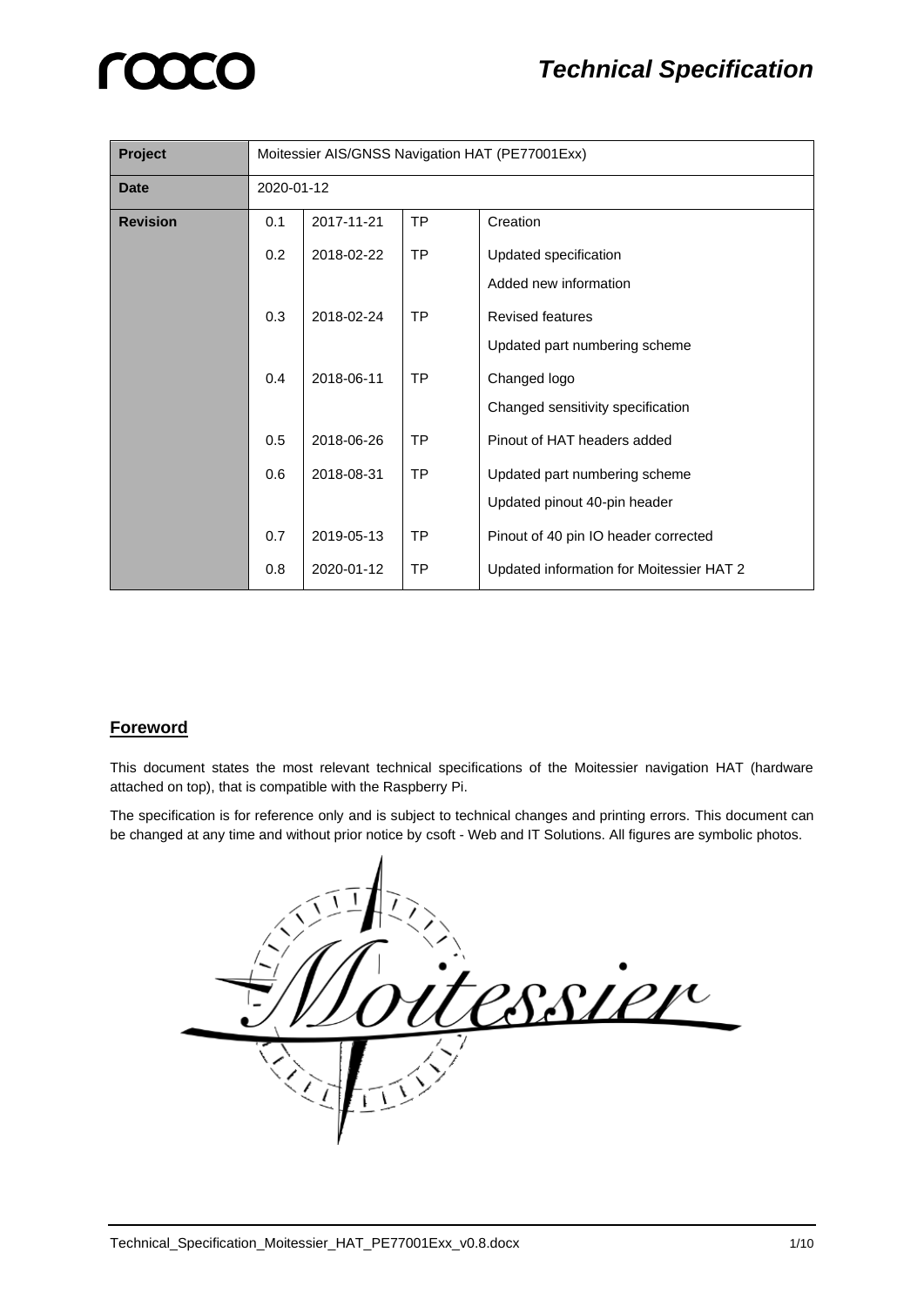# Technical Specification

| Project | Moitessier AIS/GNSS Navigation HAT (PE77001Exx) | | | |
|---|---|---|---|---|
| **Date** | 2020-01-12 | | | |
| **Revision** | 0.1 | 2017-11-21 | TP | Creation |
| | 0.2 | 2018-02-22 | TP | Updated specification<br>Added new information |
| | 0.3 | 2018-02-24 | TP | Revised features<br>Updated part numbering scheme |
| | 0.4 | 2018-06-11 | TP | Changed logo<br>Changed sensitivity specification |
| | 0.5 | 2018-06-26 | TP | Pinout of HAT headers added |
| | 0.6 | 2018-08-31 | TP | Updated part numbering scheme<br>Updated pinout 40-pin header |
| | 0.7 | 2019-05-13 | TP | Pinout of 40 pin IO header corrected |
| | 0.8 | 2020-01-12 | TP | Updated information for Moitessier HAT 2 |

## Foreword

This document states the most relevant technical specifications of the Moitessier navigation HAT (hardware attached on top), that is compatible with the Raspberry Pi.

The specification is for reference only and is subject to technical changes and printing errors. This document can be changed at any time and without prior notice by csoft - Web and IT Solutions. All figures are symbolic photos.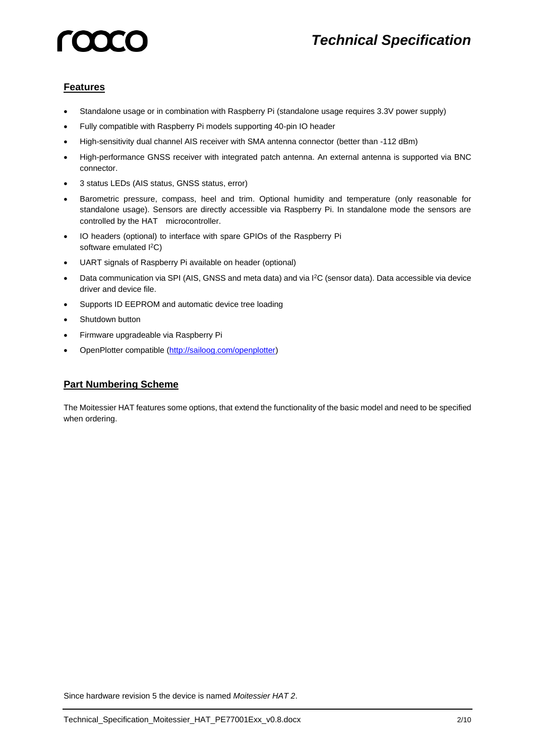## Features

- Standalone usage or in combination with Raspberry Pi (standalone usage requires 3.3V power supply)
- Fully compatible with Raspberry Pi models supporting 40-pin IO header
- High-sensitivity dual channel AIS receiver with SMA antenna connector (better than -112 dBm)
- High-performance GNSS receiver with integrated patch antenna. An external antenna is supported via BNC connector.
- 3 status LEDs (AIS status, GNSS status, error)
- Barometric pressure, compass, heel and trim. Optional humidity and temperature (only reasonable for standalone usage). Sensors are directly accessible via Raspberry Pi. In standalone mode the sensors are controlled by the HAT microcontroller.
- IO headers (optional) to interface with spare GPIOs of the Raspberry Pi software emulated $I^2C$)
- UART signals of Raspberry Pi available on header (optional)
- Data communication via SPI (AIS, GNSS and meta data) and via $I^2C$ (sensor data). Data accessible via device driver and device file.
- Supports ID EEPROM and automatic device tree loading
- Shutdown button
- Firmware upgradeable via Raspberry Pi
- OpenPlotter compatible (http://sailoog.com/openplotter)

## Part Numbering Scheme

The Moitessier HAT features some options, that extend the functionality of the basic model and need to be specified when ordering.

Since hardware revision 5 the device is named *Moitessier HAT 2*.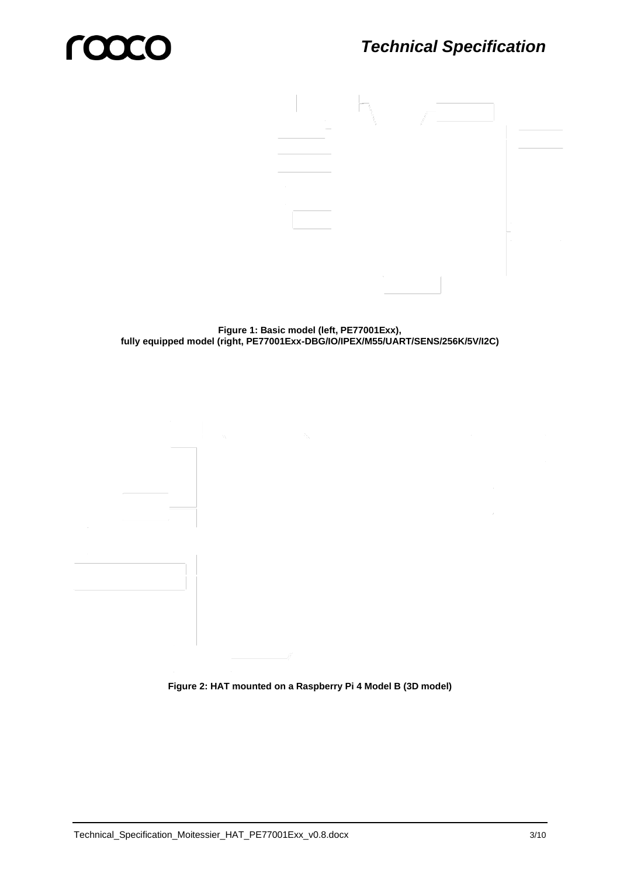**Figure 1: Basic model (left, PE77001Exx), fully equipped model (right, PE77001Exx-DBG/IO/IPEX/M55/UART/SENS/256K/5V/I2C)**

**Figure 2: HAT mounted on a Raspberry Pi 4 Model B (3D model)**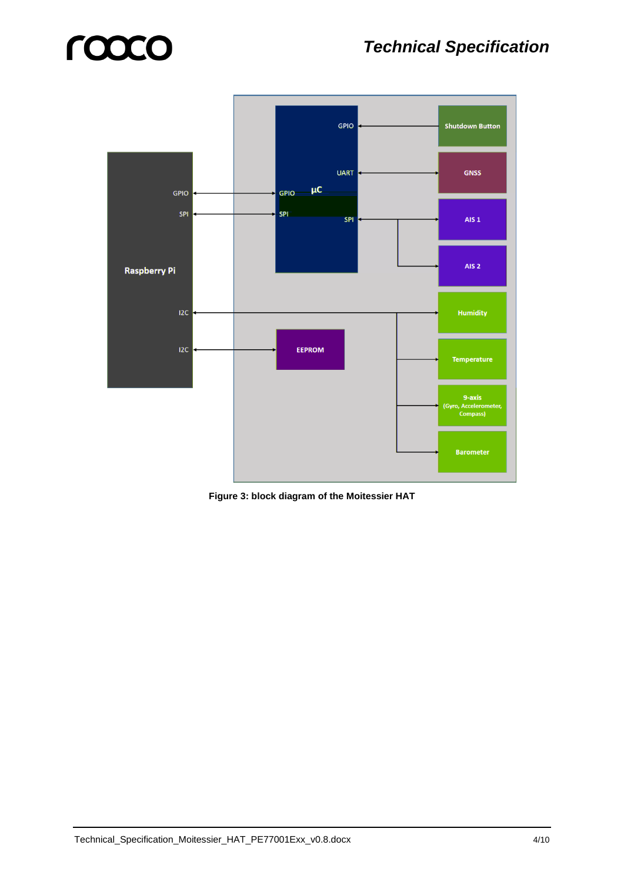Figure 3: block diagram of the Moitessier HAT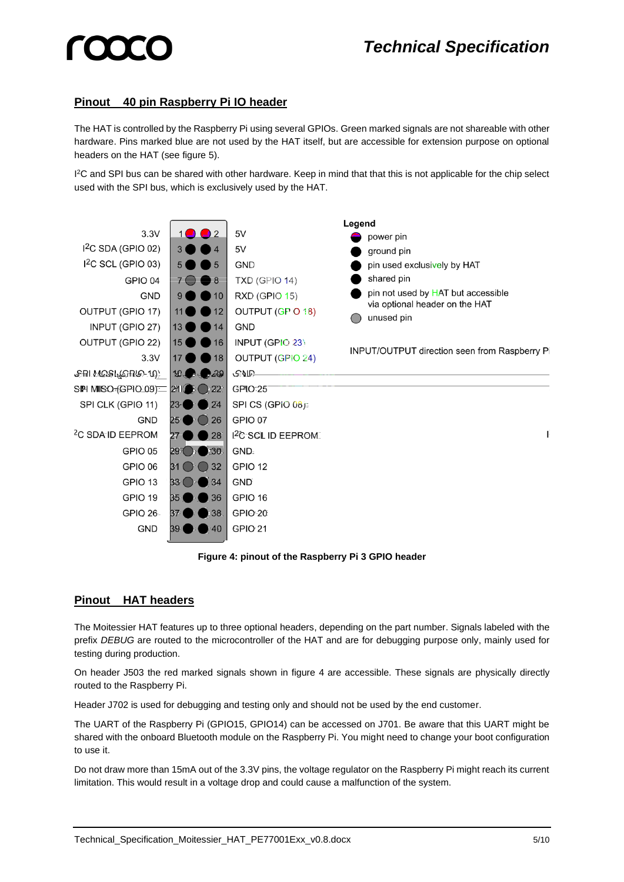## Pinout 40 pin Raspberry Pi IO header

The HAT is controlled by the Raspberry Pi using several GPIOs. Green marked signals are not shareable with other hardware. Pins marked blue are not used by the HAT itself, but are accessible for extension purpose on optional headers on the HAT (see figure 5).

I$^2$C and SPI bus can be shared with other hardware. Keep in mind that that this is not applicable for the chip select used with the SPI bus, which is exclusively used by the HAT.

| Signal | Pin | Pin | Signal |
|---|---|---|---|
| 3.3V | 1 | 2 | 5V |
| I$^2$C SDA (GPIO 02) | 3 | 4 | 5V |
| I$^2$C SCL (GPIO 03) | 5 | 6 | GND |
| GPIO 04 | 7 | 8 | TXD (GPIO 14) |
| GND | 9 | 10 | RXD (GPIO 15) |
| OUTPUT (GPIO 17) | 11 | 12 | OUTPUT (GPIO 18) |
| INPUT (GPIO 27) | 13 | 14 | GND |
| OUTPUT (GPIO 22) | 15 | 16 | INPUT (GPIO 23) |
| 3.3V | 17 | 18 | OUTPUT (GPIO 24) |
| SPI MOSI (GPIO 10) | 19 | 20 | GND |
| SPI MISO (GPIO 09) | 21 | 22 | GPIO 25 |
| SPI CLK (GPIO 11) | 23 | 24 | SPI CS (GPIO 08) |
| GND | 25 | 26 | GPIO 07 |
| I$^2$C SDA ID EEPROM | 27 | 28 | I$^2$C SCL ID EEPROM |
| GPIO 05 | 29 | 30 | GND |
| GPIO 06 | 31 | 32 | GPIO 12 |
| GPIO 13 | 33 | 34 | GND |
| GPIO 19 | 35 | 36 | GPIO 16 |
| GPIO 26 | 37 | 38 | GPIO 20 |
| GND | 39 | 40 | GPIO 21 |

**Legend**
- power pin
- ground pin
- pin used exclusively by HAT
- shared pin
- pin not used by HAT but accessible via optional header on the HAT
- unused pin

INPUT/OUTPUT direction seen from Raspberry Pi

**Figure 4: pinout of the Raspberry Pi 3 GPIO header**

## Pinout HAT headers

The Moitessier HAT features up to three optional headers, depending on the part number. Signals labeled with the prefix *DEBUG* are routed to the microcontroller of the HAT and are for debugging purpose only, mainly used for testing during production.

On header J503 the red marked signals shown in figure 4 are accessible. These signals are physically directly routed to the Raspberry Pi.

Header J702 is used for debugging and testing only and should not be used by the end customer.

The UART of the Raspberry Pi (GPIO15, GPIO14) can be accessed on J701. Be aware that this UART might be shared with the onboard Bluetooth module on the Raspberry Pi. You might need to change your boot configuration to use it.

Do not draw more than 15mA out of the 3.3V pins, the voltage regulator on the Raspberry Pi might reach its current limitation. This would result in a voltage drop and could cause a malfunction of the system.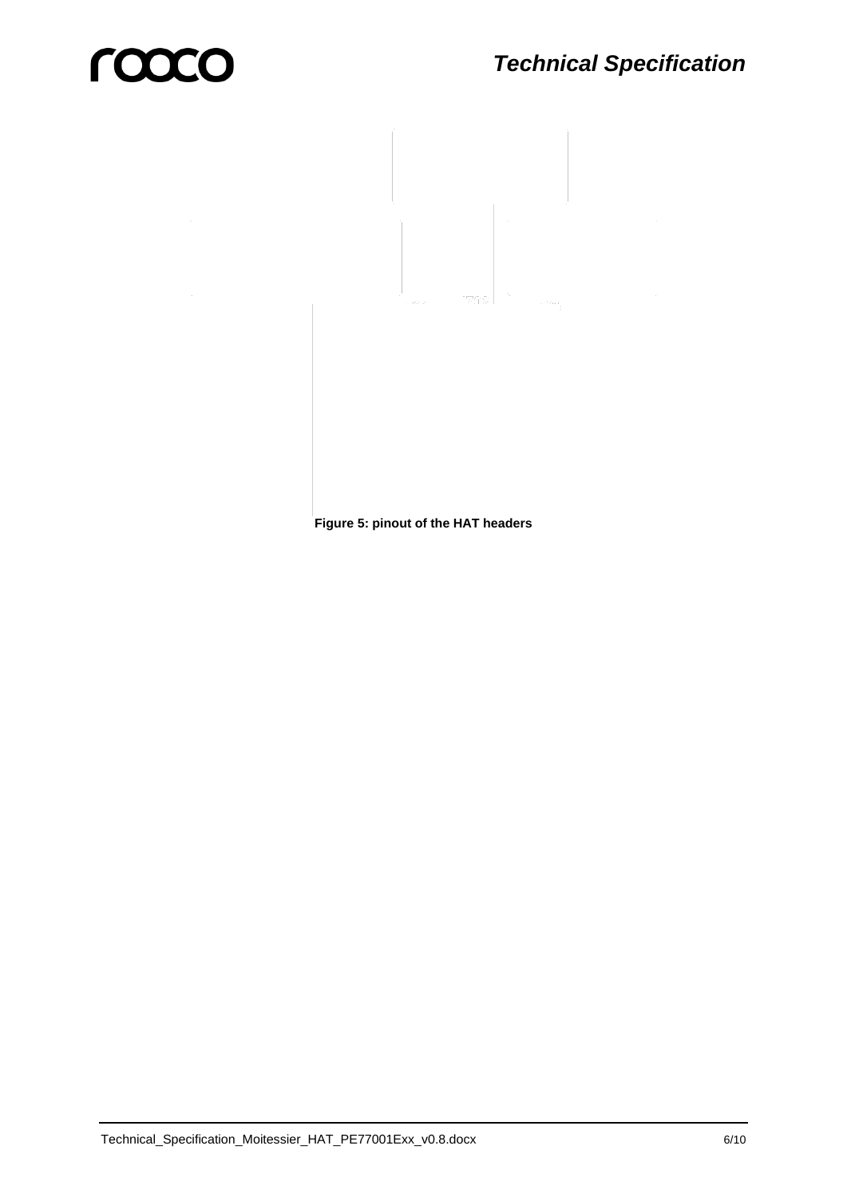**Figure 5: pinout of the HAT headers**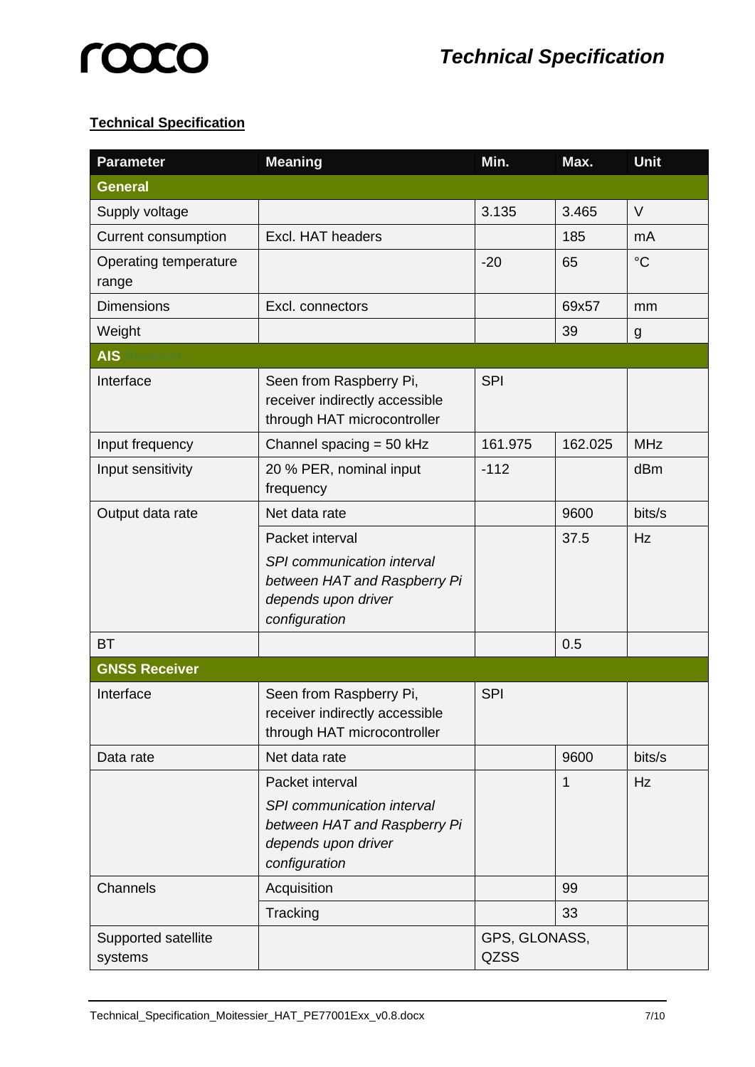## Technical Specification

| Parameter | Meaning | Min. | Max. | Unit |
|---|---|---|---|---|
| **General** | | | | |
| Supply voltage | | 3.135 | 3.465 | V |
| Current consumption | Excl. HAT headers | | 185 | mA |
| Operating temperature range | | -20 | 65 | °C |
| Dimensions | Excl. connectors | | 69x57 | mm |
| Weight | | | 39 | g |
| **AIS** Receiver | | | | |
| Interface | Seen from Raspberry Pi, receiver indirectly accessible through HAT microcontroller | SPI | | |
| Input frequency | Channel spacing = 50 kHz | 161.975 | 162.025 | MHz |
| Input sensitivity | 20 % PER, nominal input frequency | -112 | | dBm |
| Output data rate | Net data rate | | 9600 | bits/s |
| | Packet interval *SPI communication interval between HAT and Raspberry Pi depends upon driver configuration* | | 37.5 | Hz |
| BT | | | 0.5 | |
| **GNSS Receiver** | | | | |
| Interface | Seen from Raspberry Pi, receiver indirectly accessible through HAT microcontroller | SPI | | |
| Data rate | Net data rate | | 9600 | bits/s |
| | Packet interval *SPI communication interval between HAT and Raspberry Pi depends upon driver configuration* | | 1 | Hz |
| Channels | Acquisition | | 99 | |
| | Tracking | | 33 | |
| Supported satellite systems | | GPS, GLONASS, QZSS | | |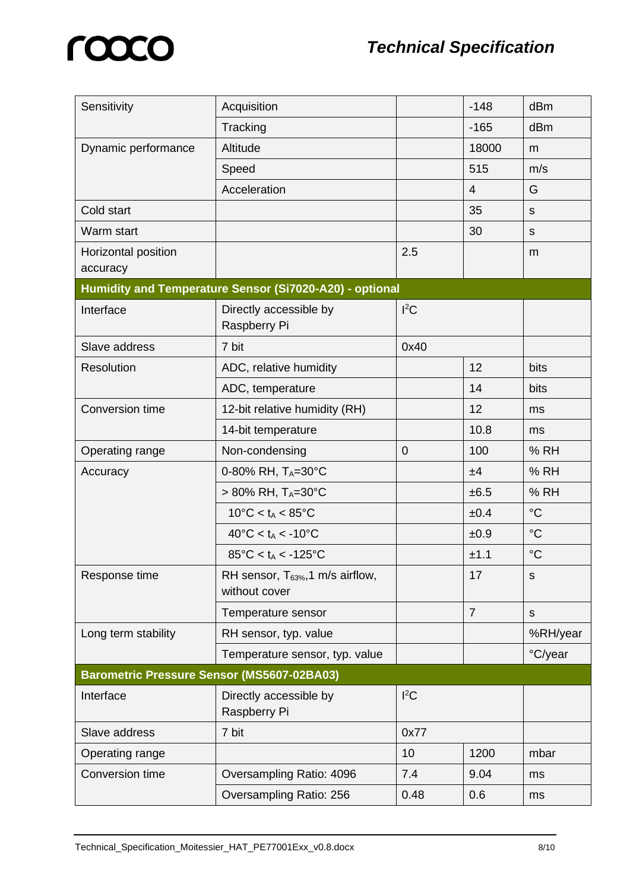| | | | | |
|---|---|---|---|---|
| Sensitivity | Acquisition | | -148 | dBm |
| | Tracking | | -165 | dBm |
| Dynamic performance | Altitude | | 18000 | m |
| | Speed | | 515 | m/s |
| | Acceleration | | 4 | G |
| Cold start | | | 35 | s |
| Warm start | | | 30 | s |
| Horizontal position accuracy | | 2.5 | | m |
| **Humidity and Temperature Sensor (Si7020-A20) - optional** | | | | |
| Interface | Directly accessible by Raspberry Pi | $I^2C$ | | |
| Slave address | 7 bit | 0x40 | | |
| Resolution | ADC, relative humidity | | 12 | bits |
| | ADC, temperature | | 14 | bits |
| Conversion time | 12-bit relative humidity (RH) | | 12 | ms |
| | 14-bit temperature | | 10.8 | ms |
| Operating range | Non-condensing | 0 | 100 | % RH |
| Accuracy | 0-80% RH, $T_A$=30°C | | ±4 | % RH |
| | > 80% RH, $T_A$=30°C | | ±6.5 | % RH |
| | 10°C < $t_A$ < 85°C | | ±0.4 | °C |
| | 40°C < $t_A$ < -10°C | | ±0.9 | °C |
| | 85°C < $t_A$ < -125°C | | ±1.1 | °C |
| Response time | RH sensor, $T_{63\%}$,1 m/s airflow, without cover | | 17 | s |
| | Temperature sensor | | 7 | s |
| Long term stability | RH sensor, typ. value | | | %RH/year |
| | Temperature sensor, typ. value | | | °C/year |
| **Barometric Pressure Sensor (MS5607-02BA03)** | | | | |
| Interface | Directly accessible by Raspberry Pi | $I^2C$ | | |
| Slave address | 7 bit | 0x77 | | |
| Operating range | | 10 | 1200 | mbar |
| Conversion time | Oversampling Ratio: 4096 | 7.4 | 9.04 | ms |
| | Oversampling Ratio: 256 | 0.48 | 0.6 | ms |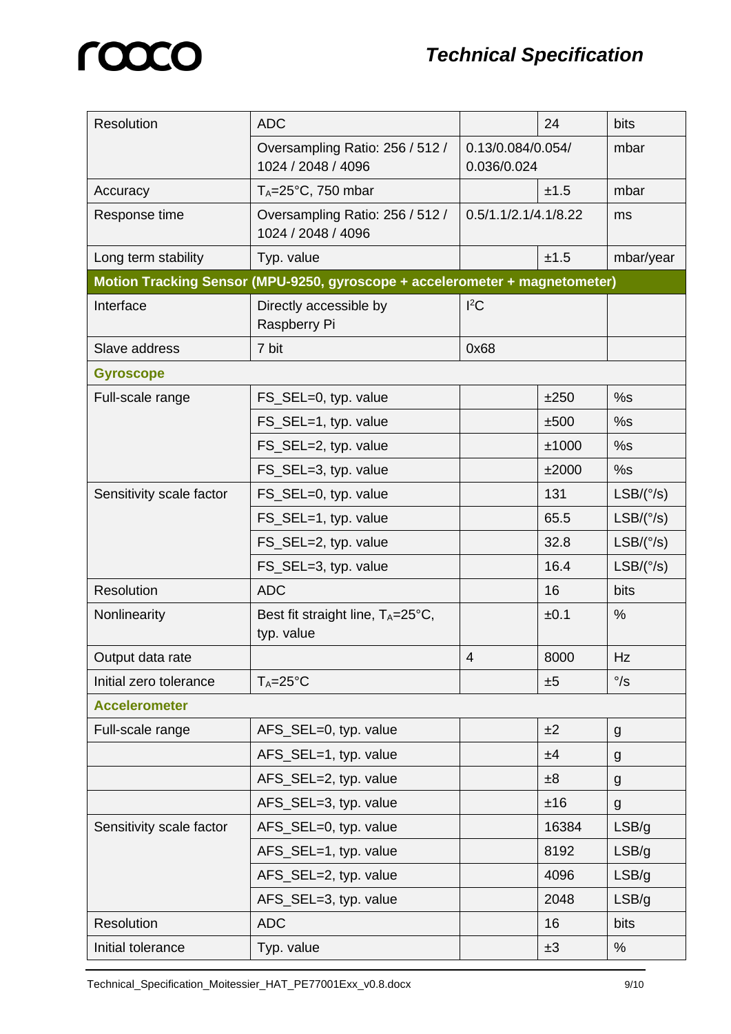| Resolution | ADC | | 24 | bits |
|---|---|---|---|---|
| | Oversampling Ratio: 256 / 512 / 1024 / 2048 / 4096 | 0.13/0.084/0.054/ 0.036/0.024 | | mbar |
| Accuracy | $T_A$=25°C, 750 mbar | | ±1.5 | mbar |
| Response time | Oversampling Ratio: 256 / 512 / 1024 / 2048 / 4096 | 0.5/1.1/2.1/4.1/8.22 | | ms |
| Long term stability | Typ. value | | ±1.5 | mbar/year |
| **Motion Tracking Sensor (MPU-9250, gyroscope + accelerometer + magnetometer)** | | | | |
| Interface | Directly accessible by Raspberry Pi | $I^2C$ | | |
| Slave address | 7 bit | 0x68 | | |
| **Gyroscope** | | | | |
| Full-scale range | FS_SEL=0, typ. value | | ±250 | °/s |
| | FS_SEL=1, typ. value | | ±500 | °/s |
| | FS_SEL=2, typ. value | | ±1000 | °/s |
| | FS_SEL=3, typ. value | | ±2000 | °/s |
| Sensitivity scale factor | FS_SEL=0, typ. value | | 131 | LSB/(°/s) |
| | FS_SEL=1, typ. value | | 65.5 | LSB/(°/s) |
| | FS_SEL=2, typ. value | | 32.8 | LSB/(°/s) |
| | FS_SEL=3, typ. value | | 16.4 | LSB/(°/s) |
| Resolution | ADC | | 16 | bits |
| Nonlinearity | Best fit straight line, $T_A$=25°C, typ. value | | ±0.1 | % |
| Output data rate | | 4 | 8000 | Hz |
| Initial zero tolerance | $T_A$=25°C | | ±5 | °/s |
| **Accelerometer** | | | | |
| Full-scale range | AFS_SEL=0, typ. value | | ±2 | g |
| | AFS_SEL=1, typ. value | | ±4 | g |
| | AFS_SEL=2, typ. value | | ±8 | g |
| | AFS_SEL=3, typ. value | | ±16 | g |
| Sensitivity scale factor | AFS_SEL=0, typ. value | | 16384 | LSB/g |
| | AFS_SEL=1, typ. value | | 8192 | LSB/g |
| | AFS_SEL=2, typ. value | | 4096 | LSB/g |
| | AFS_SEL=3, typ. value | | 2048 | LSB/g |
| Resolution | ADC | | 16 | bits |
| Initial tolerance | Typ. value | | ±3 | % |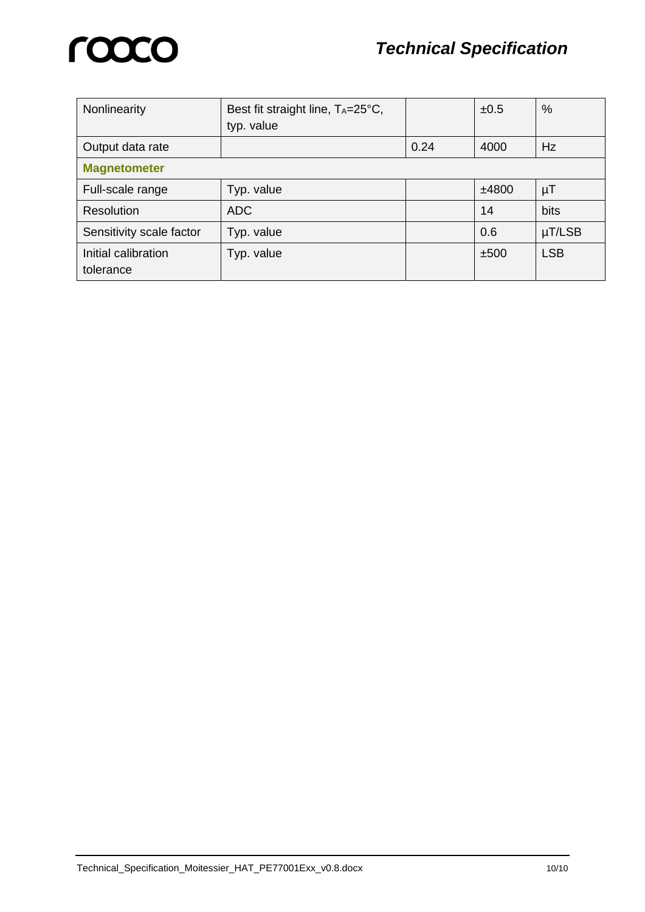| | | | | |
|---|---|---|---|---|
| Nonlinearity | Best fit straight line, $T_A$=25°C, typ. value | | ±0.5 | % |
| Output data rate | | 0.24 | 4000 | Hz |
| **Magnetometer** | | | | |
| Full-scale range | Typ. value | | ±4800 | µT |
| Resolution | ADC | | 14 | bits |
| Sensitivity scale factor | Typ. value | | 0.6 | µT/LSB |
| Initial calibration tolerance | Typ. value | | ±500 | LSB |